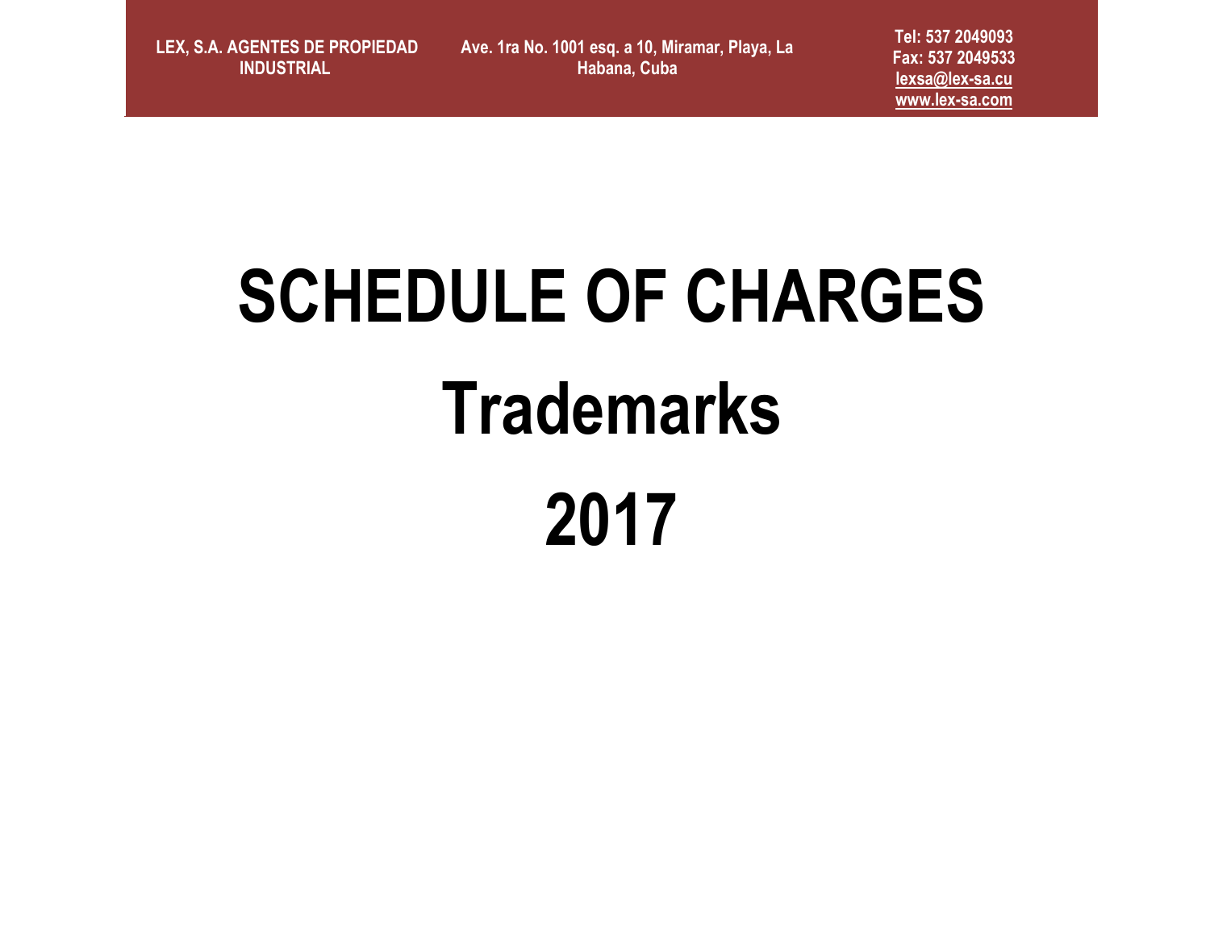LEX, S.A. AGENTES DE PROPIEDAD INDUSTRIAL

Ave. 1ra No. 1001 esq. a 10, Miramar, Playa, La Habana, Cuba

Tel: 537 2049093
Fax: 537 2049533
lexsa@lex-sa.cu
www.lex-sa.com

# SCHEDULE OF CHARGES

# Trademarks

# 2017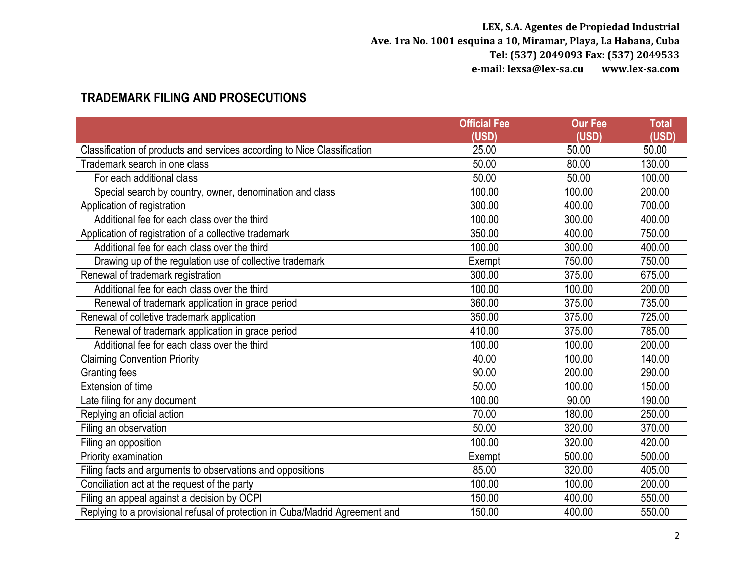LEX, S.A. Agentes de Propiedad Industrial
Ave. 1ra No. 1001 esquina a 10, Miramar, Playa, La Habana, Cuba
Tel: (537) 2049093 Fax: (537) 2049533
e-mail: lexsa@lex-sa.cu www.lex-sa.com

## TRADEMARK FILING AND PROSECUTIONS

| | Official Fee (USD) | Our Fee (USD) | Total (USD) |
|---|---|---|---|
| Classification of products and services according to Nice Classification | 25.00 | 50.00 | 50.00 |
| Trademark search in one class | 50.00 | 80.00 | 130.00 |
| For each additional class | 50.00 | 50.00 | 100.00 |
| Special search by country, owner, denomination and class | 100.00 | 100.00 | 200.00 |
| Application of registration | 300.00 | 400.00 | 700.00 |
| Additional fee for each class over the third | 100.00 | 300.00 | 400.00 |
| Application of registration of a collective trademark | 350.00 | 400.00 | 750.00 |
| Additional fee for each class over the third | 100.00 | 300.00 | 400.00 |
| Drawing up of the regulation use of collective trademark | Exempt | 750.00 | 750.00 |
| Renewal of trademark registration | 300.00 | 375.00 | 675.00 |
| Additional fee for each class over the third | 100.00 | 100.00 | 200.00 |
| Renewal of trademark application in grace period | 360.00 | 375.00 | 735.00 |
| Renewal of colletive trademark application | 350.00 | 375.00 | 725.00 |
| Renewal of trademark application in grace period | 410.00 | 375.00 | 785.00 |
| Additional fee for each class over the third | 100.00 | 100.00 | 200.00 |
| Claiming Convention Priority | 40.00 | 100.00 | 140.00 |
| Granting fees | 90.00 | 200.00 | 290.00 |
| Extension of time | 50.00 | 100.00 | 150.00 |
| Late filing for any document | 100.00 | 90.00 | 190.00 |
| Replying an oficial action | 70.00 | 180.00 | 250.00 |
| Filing an observation | 50.00 | 320.00 | 370.00 |
| Filing an opposition | 100.00 | 320.00 | 420.00 |
| Priority examination | Exempt | 500.00 | 500.00 |
| Filing facts and arguments to observations and oppositions | 85.00 | 320.00 | 405.00 |
| Conciliation act at the request of the party | 100.00 | 100.00 | 200.00 |
| Filing an appeal against a decision by OCPI | 150.00 | 400.00 | 550.00 |
| Replying to a provisional refusal of protection in Cuba/Madrid Agreement and | 150.00 | 400.00 | 550.00 |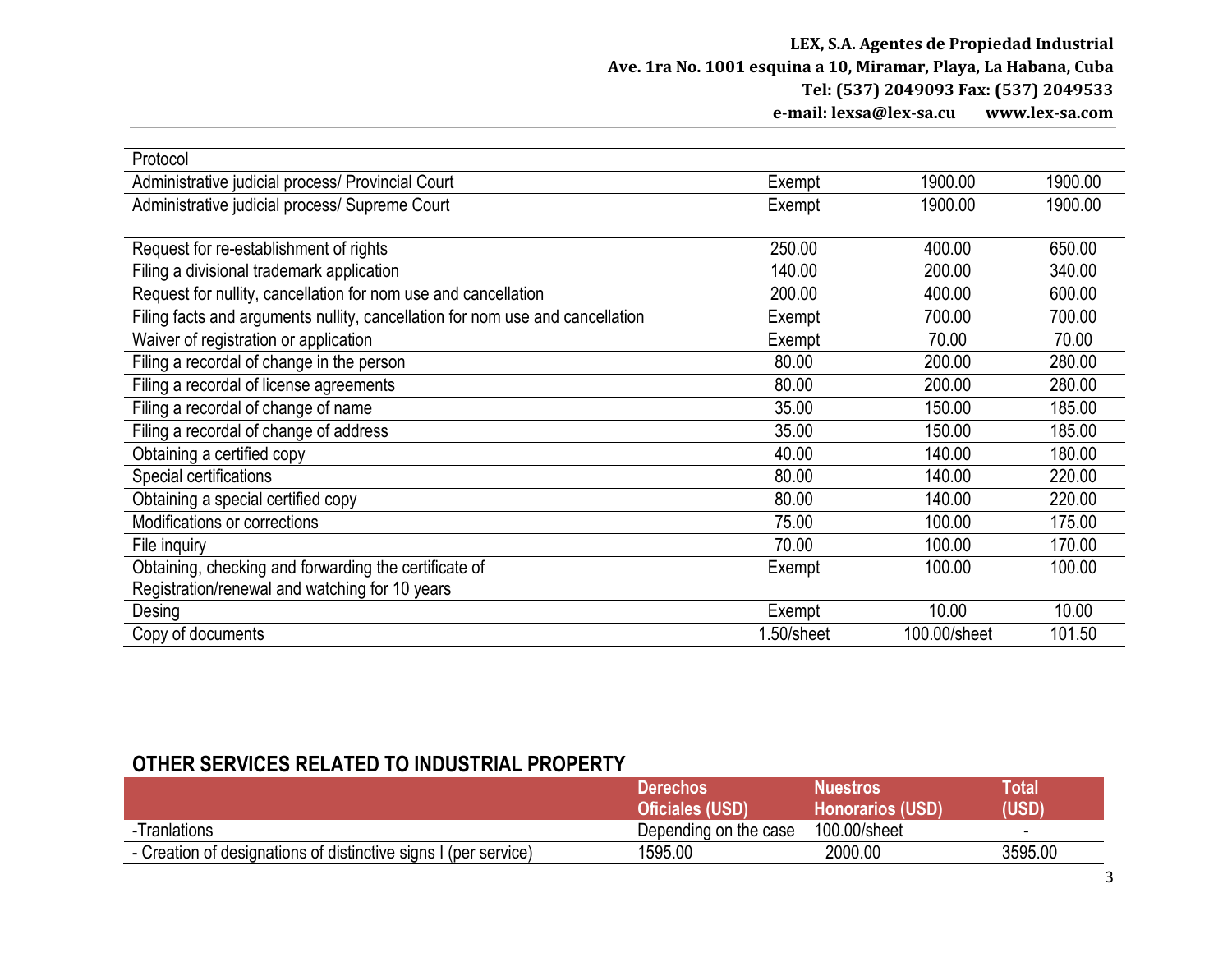| | | | |
|---|---|---|---|
| Protocol | | | |
| Administrative judicial process/ Provincial Court | Exempt | 1900.00 | 1900.00 |
| Administrative judicial process/ Supreme Court | Exempt | 1900.00 | 1900.00 |
| Request for re-establishment of rights | 250.00 | 400.00 | 650.00 |
| Filing a divisional trademark application | 140.00 | 200.00 | 340.00 |
| Request for nullity, cancellation for nom use and cancellation | 200.00 | 400.00 | 600.00 |
| Filing facts and arguments nullity, cancellation for nom use and cancellation | Exempt | 700.00 | 700.00 |
| Waiver of registration or application | Exempt | 70.00 | 70.00 |
| Filing a recordal of change in the person | 80.00 | 200.00 | 280.00 |
| Filing a recordal of license agreements | 80.00 | 200.00 | 280.00 |
| Filing a recordal of change of name | 35.00 | 150.00 | 185.00 |
| Filing a recordal of change of address | 35.00 | 150.00 | 185.00 |
| Obtaining a certified copy | 40.00 | 140.00 | 180.00 |
| Special certifications | 80.00 | 140.00 | 220.00 |
| Obtaining a special certified copy | 80.00 | 140.00 | 220.00 |
| Modifications or corrections | 75.00 | 100.00 | 175.00 |
| File inquiry | 70.00 | 100.00 | 170.00 |
| Obtaining, checking and forwarding the certificate of Registration/renewal and watching for 10 years | Exempt | 100.00 | 100.00 |
| Desing | Exempt | 10.00 | 10.00 |
| Copy of documents | 1.50/sheet | 100.00/sheet | 101.50 |

## OTHER SERVICES RELATED TO INDUSTRIAL PROPERTY

| | Derechos Oficiales (USD) | Nuestros Honorarios (USD) | Total (USD) |
|---|---|---|---|
| -Tranlations | Depending on the case | 100.00/sheet | - |
| - Creation of designations of distinctive signs I (per service) | 1595.00 | 2000.00 | 3595.00 |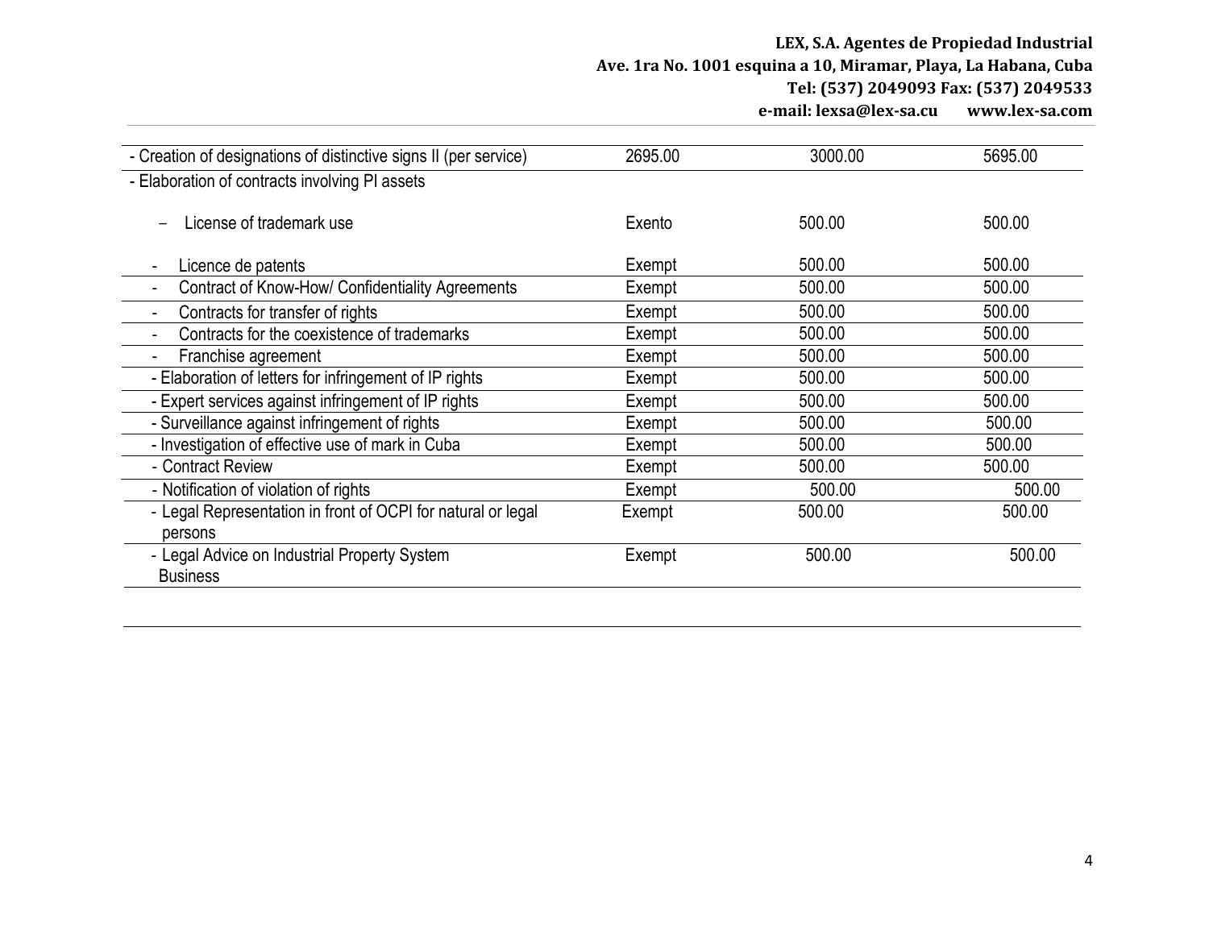| | | | |
|---|---|---|---|
| - Creation of designations of distinctive signs II (per service) | 2695.00 | 3000.00 | 5695.00 |
| - Elaboration of contracts involving PI assets | | | |
| – License of trademark use | Exento | 500.00 | 500.00 |
| - Licence de patents | Exempt | 500.00 | 500.00 |
| - Contract of Know-How/ Confidentiality Agreements | Exempt | 500.00 | 500.00 |
| - Contracts for transfer of rights | Exempt | 500.00 | 500.00 |
| - Contracts for the coexistence of trademarks | Exempt | 500.00 | 500.00 |
| - Franchise agreement | Exempt | 500.00 | 500.00 |
| - Elaboration of letters for infringement of IP rights | Exempt | 500.00 | 500.00 |
| - Expert services against infringement of IP rights | Exempt | 500.00 | 500.00 |
| - Surveillance against infringement of rights | Exempt | 500.00 | 500.00 |
| - Investigation of effective use of mark in Cuba | Exempt | 500.00 | 500.00 |
| - Contract Review | Exempt | 500.00 | 500.00 |
| - Notification of violation of rights | Exempt | 500.00 | 500.00 |
| - Legal Representation in front of OCPI for natural or legal persons | Exempt | 500.00 | 500.00 |
| - Legal Advice on Industrial Property System Business | Exempt | 500.00 | 500.00 |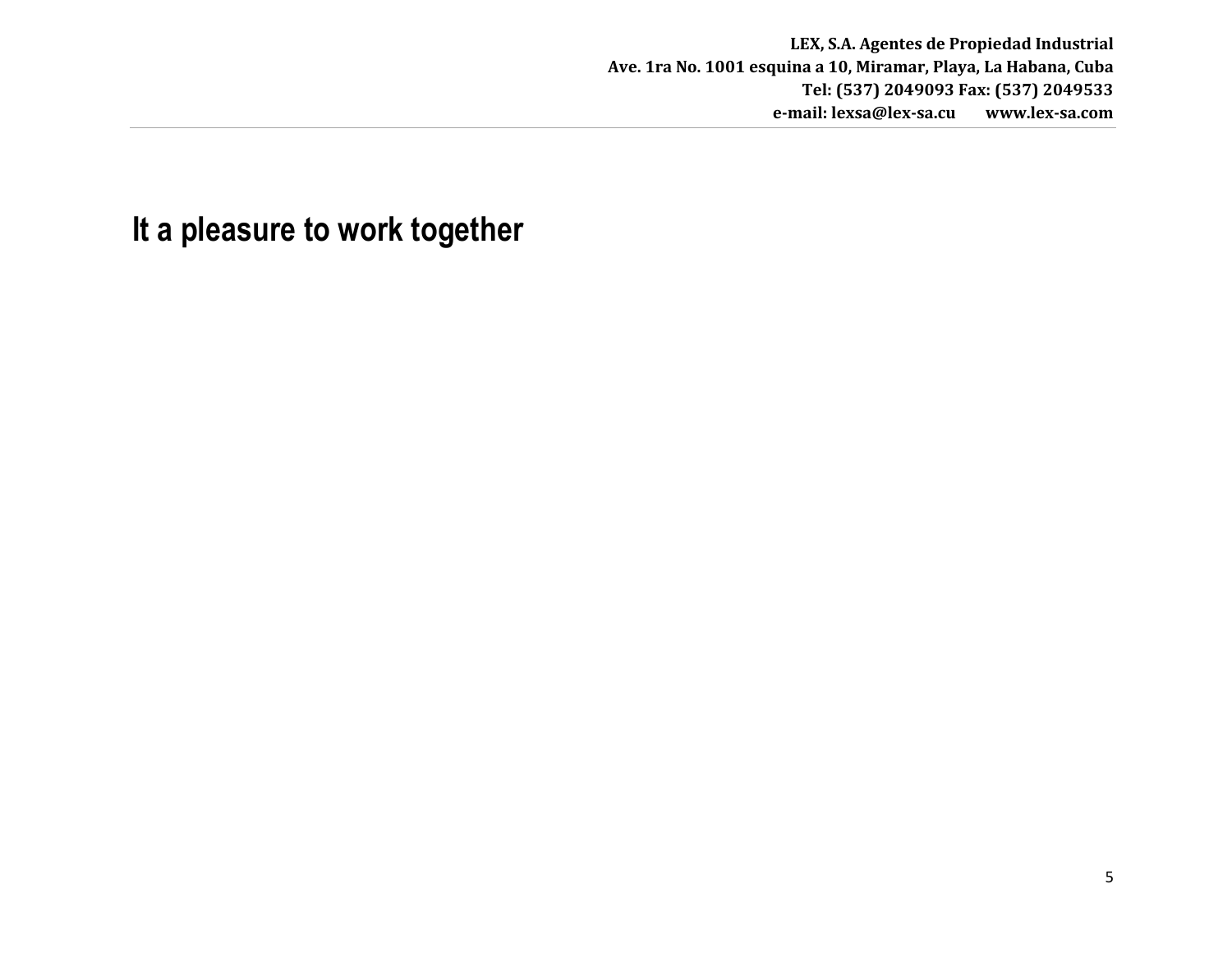## It a pleasure to work together